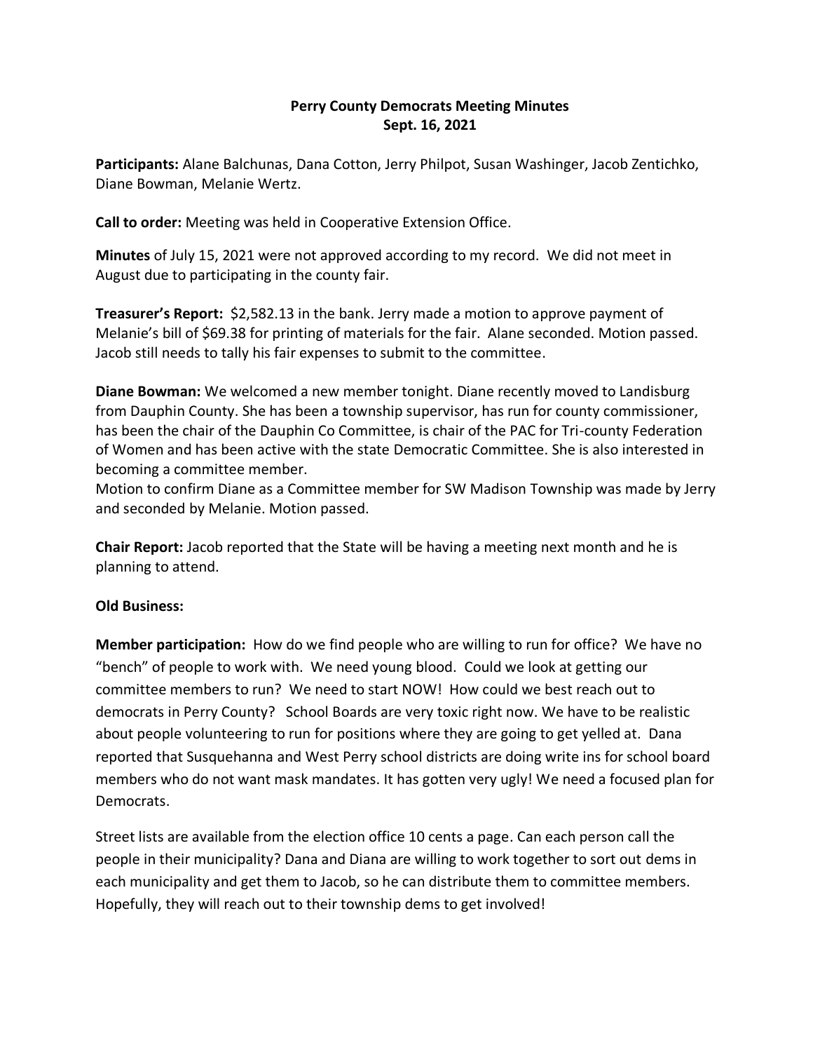# Perry County Democrats Meeting Minutes
## Sept. 16, 2021

**Participants:** Alane Balchunas, Dana Cotton, Jerry Philpot, Susan Washinger, Jacob Zentichko, Diane Bowman, Melanie Wertz.

**Call to order:** Meeting was held in Cooperative Extension Office.

**Minutes** of July 15, 2021 were not approved according to my record. We did not meet in August due to participating in the county fair.

**Treasurer's Report:** $2,582.13 in the bank. Jerry made a motion to approve payment of Melanie's bill of $69.38 for printing of materials for the fair. Alane seconded. Motion passed. Jacob still needs to tally his fair expenses to submit to the committee.

**Diane Bowman:** We welcomed a new member tonight. Diane recently moved to Landisburg from Dauphin County. She has been a township supervisor, has run for county commissioner, has been the chair of the Dauphin Co Committee, is chair of the PAC for Tri-county Federation of Women and has been active with the state Democratic Committee. She is also interested in becoming a committee member.
Motion to confirm Diane as a Committee member for SW Madison Township was made by Jerry and seconded by Melanie. Motion passed.

**Chair Report:** Jacob reported that the State will be having a meeting next month and he is planning to attend.

**Old Business:**

**Member participation:** How do we find people who are willing to run for office? We have no "bench" of people to work with. We need young blood. Could we look at getting our committee members to run? We need to start NOW! How could we best reach out to democrats in Perry County? School Boards are very toxic right now. We have to be realistic about people volunteering to run for positions where they are going to get yelled at. Dana reported that Susquehanna and West Perry school districts are doing write ins for school board members who do not want mask mandates. It has gotten very ugly! We need a focused plan for Democrats.

Street lists are available from the election office 10 cents a page. Can each person call the people in their municipality? Dana and Diana are willing to work together to sort out dems in each municipality and get them to Jacob, so he can distribute them to committee members. Hopefully, they will reach out to their township dems to get involved!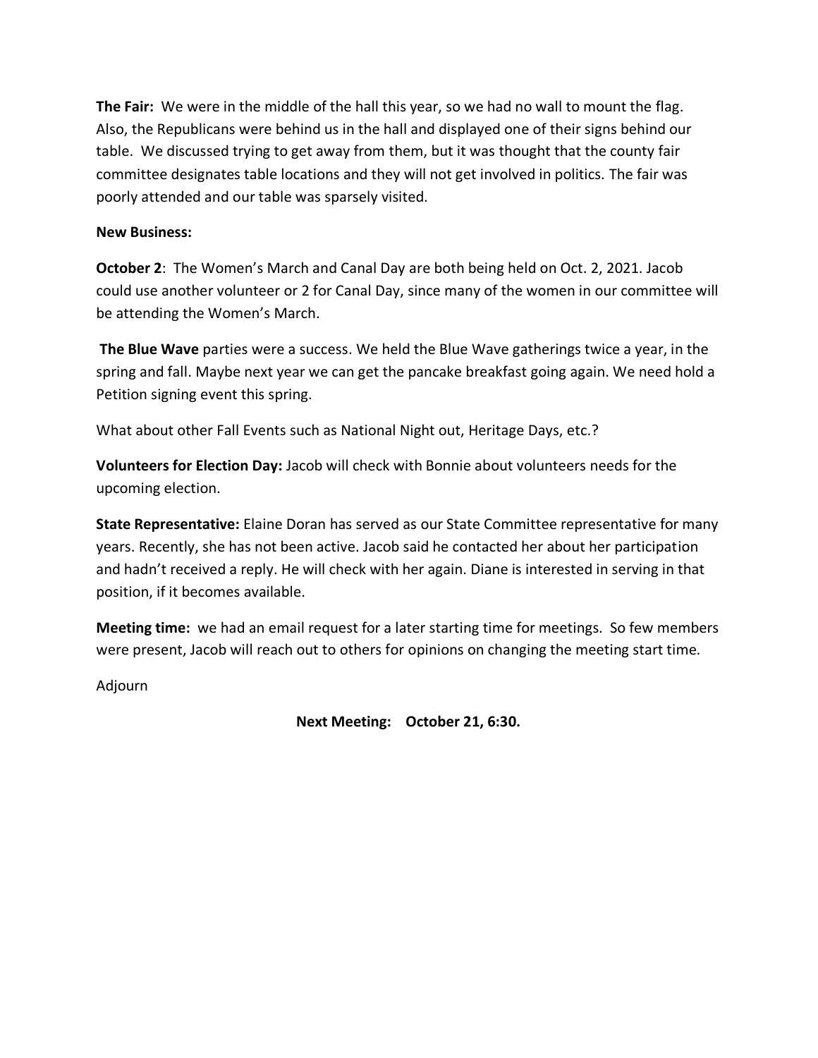**The Fair:** We were in the middle of the hall this year, so we had no wall to mount the flag. Also, the Republicans were behind us in the hall and displayed one of their signs behind our table. We discussed trying to get away from them, but it was thought that the county fair committee designates table locations and they will not get involved in politics. The fair was poorly attended and our table was sparsely visited.

**New Business:**

**October 2**: The Women's March and Canal Day are both being held on Oct. 2, 2021. Jacob could use another volunteer or 2 for Canal Day, since many of the women in our committee will be attending the Women's March.

**The Blue Wave** parties were a success. We held the Blue Wave gatherings twice a year, in the spring and fall. Maybe next year we can get the pancake breakfast going again. We need hold a Petition signing event this spring.

What about other Fall Events such as National Night out, Heritage Days, etc.?

**Volunteers for Election Day:** Jacob will check with Bonnie about volunteers needs for the upcoming election.

**State Representative:** Elaine Doran has served as our State Committee representative for many years. Recently, she has not been active. Jacob said he contacted her about her participation and hadn't received a reply. He will check with her again. Diane is interested in serving in that position, if it becomes available.

**Meeting time:** we had an email request for a later starting time for meetings. So few members were present, Jacob will reach out to others for opinions on changing the meeting start time.

Adjourn

**Next Meeting: October 21, 6:30.**